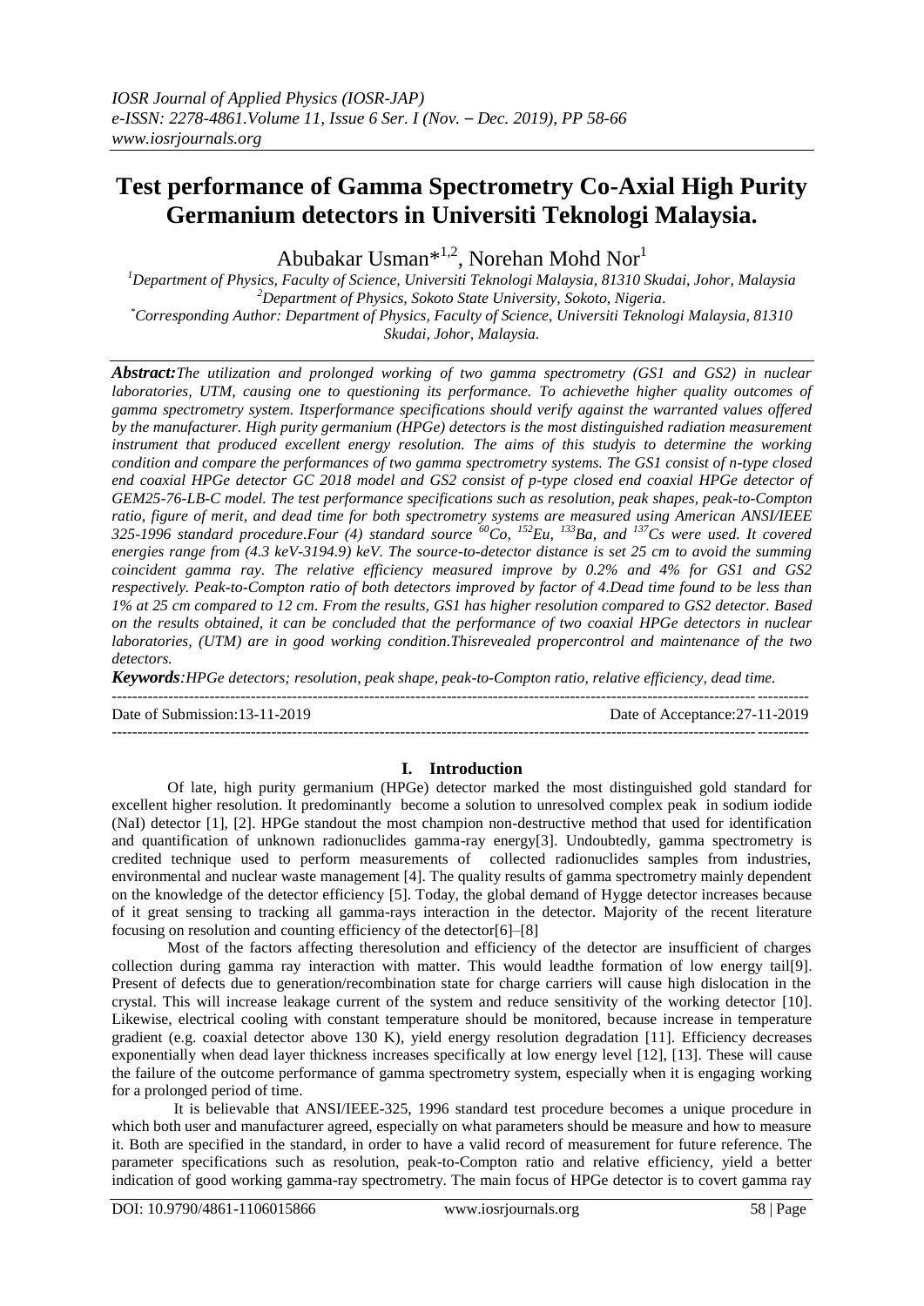# Test performance of Gamma Spectrometry Co-Axial High Purity Germanium detectors in Universiti Teknologi Malaysia.

Abubakar Usman*[1,2], Norehan Mohd Nor[1]

[1]*Department of Physics, Faculty of Science, Universiti Teknologi Malaysia, 81310 Skudai, Johor, Malaysia*
[2]*Department of Physics, Sokoto State University, Sokoto, Nigeria.*
[*]*Corresponding Author: Department of Physics, Faculty of Science, Universiti Teknologi Malaysia, 81310 Skudai, Johor, Malaysia.*

***Abstract:****The utilization and prolonged working of two gamma spectrometry (GS1 and GS2) in nuclear laboratories, UTM, causing one to questioning its performance. To achievethe higher quality outcomes of gamma spectrometry system. Itsperformance specifications should verify against the warranted values offered by the manufacturer. High purity germanium (HPGe) detectors is the most distinguished radiation measurement instrument that produced excellent energy resolution. The aims of this studyis to determine the working condition and compare the performances of two gamma spectrometry systems. The GS1 consist of n-type closed end coaxial HPGe detector GC 2018 model and GS2 consist of p-type closed end coaxial HPGe detector of GEM25-76-LB-C model. The test performance specifications such as resolution, peak shapes, peak-to-Compton ratio, figure of merit, and dead time for both spectrometry systems are measured using American ANSI/IEEE 325-1996 standard procedure.Four (4) standard source $^{60}Co$, $^{152}Eu$, $^{133}Ba$, and $^{137}Cs$ were used. It covered energies range from (4.3 keV-3194.9) keV. The source-to-detector distance is set 25 cm to avoid the summing coincident gamma ray. The relative efficiency measured improve by 0.2% and 4% for GS1 and GS2 respectively. Peak-to-Compton ratio of both detectors improved by factor of 4.Dead time found to be less than 1% at 25 cm compared to 12 cm. From the results, GS1 has higher resolution compared to GS2 detector. Based on the results obtained, it can be concluded that the performance of two coaxial HPGe detectors in nuclear laboratories, (UTM) are in good working condition.Thisrevealed propercontrol and maintenance of the two detectors.*

***Keywords****:HPGe detectors; resolution, peak shape, peak-to-Compton ratio, relative efficiency, dead time.*

---

Date of Submission:13-11-2019 Date of Acceptance:27-11-2019

---

## I. Introduction

Of late, high purity germanium (HPGe) detector marked the most distinguished gold standard for excellent higher resolution. It predominantly become a solution to unresolved complex peak in sodium iodide (NaI) detector [1], [2]. HPGe standout the most champion non-destructive method that used for identification and quantification of unknown radionuclides gamma-ray energy[3]. Undoubtedly, gamma spectrometry is credited technique used to perform measurements of collected radionuclides samples from industries, environmental and nuclear waste management [4]. The quality results of gamma spectrometry mainly dependent on the knowledge of the detector efficiency [5]. Today, the global demand of Hygge detector increases because of it great sensing to tracking all gamma-rays interaction in the detector. Majority of the recent literature focusing on resolution and counting efficiency of the detector[6]–[8]

Most of the factors affecting theresolution and efficiency of the detector are insufficient of charges collection during gamma ray interaction with matter. This would leadthe formation of low energy tail[9]. Present of defects due to generation/recombination state for charge carriers will cause high dislocation in the crystal. This will increase leakage current of the system and reduce sensitivity of the working detector [10]. Likewise, electrical cooling with constant temperature should be monitored, because increase in temperature gradient (e.g. coaxial detector above 130 K), yield energy resolution degradation [11]. Efficiency decreases exponentially when dead layer thickness increases specifically at low energy level [12], [13]. These will cause the failure of the outcome performance of gamma spectrometry system, especially when it is engaging working for a prolonged period of time.

It is believable that ANSI/IEEE-325, 1996 standard test procedure becomes a unique procedure in which both user and manufacturer agreed, especially on what parameters should be measure and how to measure it. Both are specified in the standard, in order to have a valid record of measurement for future reference. The parameter specifications such as resolution, peak-to-Compton ratio and relative efficiency, yield a better indication of good working gamma-ray spectrometry. The main focus of HPGe detector is to covert gamma ray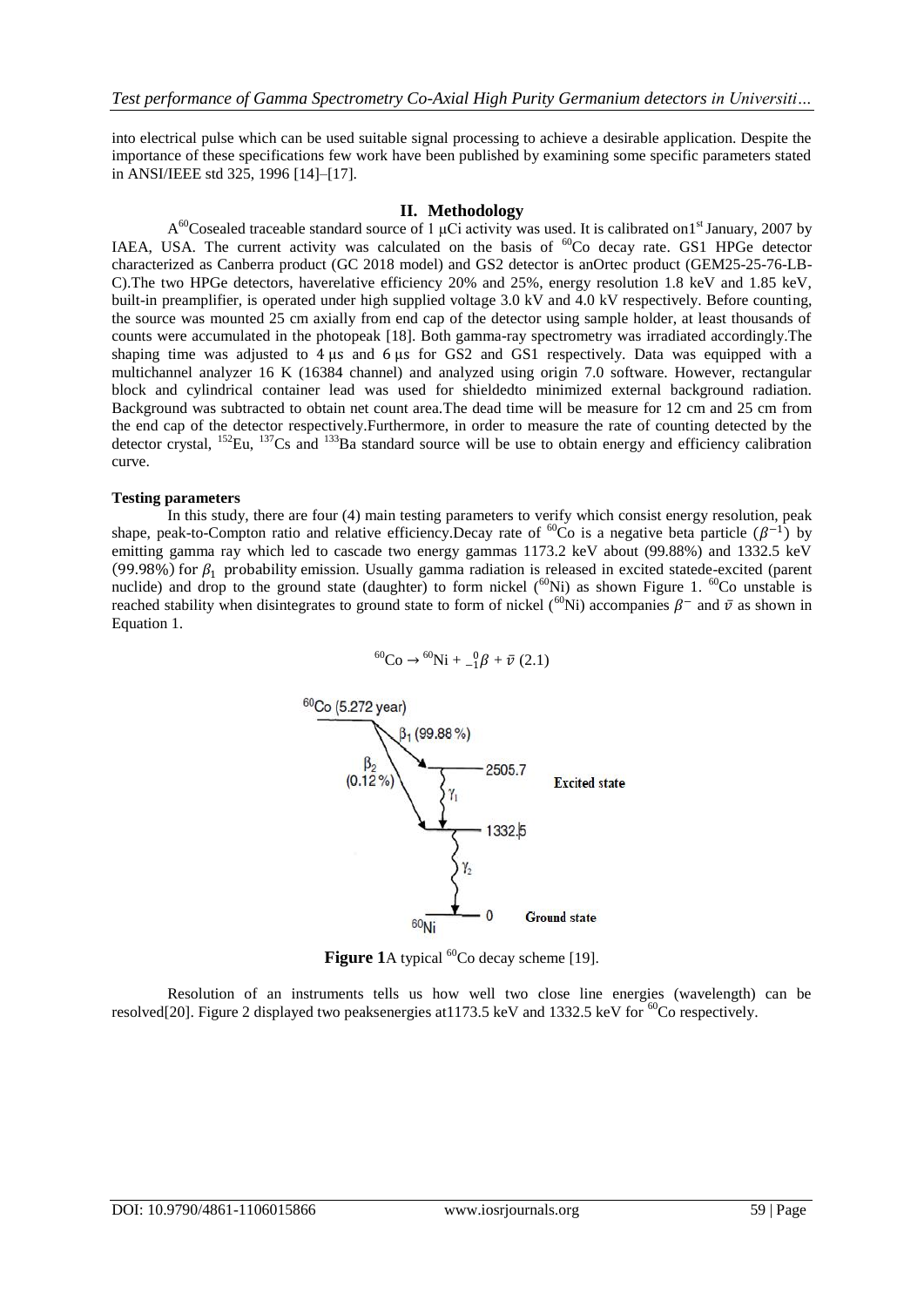into electrical pulse which can be used suitable signal processing to achieve a desirable application. Despite the importance of these specifications few work have been published by examining some specific parameters stated in ANSI/IEEE std 325, 1996 [14]–[17].

## II. Methodology

A $^{60}$Cosealed traceable standard source of 1 μCi activity was used. It is calibrated on1st January, 2007 by IAEA, USA. The current activity was calculated on the basis of $^{60}$Co decay rate. GS1 HPGe detector characterized as Canberra product (GC 2018 model) and GS2 detector is anOrtec product (GEM25-25-76-LB-C).The two HPGe detectors, haverelative efficiency 20% and 25%, energy resolution 1.8 keV and 1.85 keV, built-in preamplifier, is operated under high supplied voltage 3.0 kV and 4.0 kV respectively. Before counting, the source was mounted 25 cm axially from end cap of the detector using sample holder, at least thousands of counts were accumulated in the photopeak [18]. Both gamma-ray spectrometry was irradiated accordingly.The shaping time was adjusted to 4 μs and 6 μs for GS2 and GS1 respectively. Data was equipped with a multichannel analyzer 16 K (16384 channel) and analyzed using origin 7.0 software. However, rectangular block and cylindrical container lead was used for shieldedto minimized external background radiation. Background was subtracted to obtain net count area.The dead time will be measure for 12 cm and 25 cm from the end cap of the detector respectively.Furthermore, in order to measure the rate of counting detected by the detector crystal, $^{152}$Eu, $^{137}$Cs and $^{133}$Ba standard source will be use to obtain energy and efficiency calibration curve.

**Testing parameters**

In this study, there are four (4) main testing parameters to verify which consist energy resolution, peak shape, peak-to-Compton ratio and relative efficiency.Decay rate of $^{60}$Co is a negative beta particle ($\beta^{-1}$) by emitting gamma ray which led to cascade two energy gammas 1173.2 keV about (99.88%) and 1332.5 keV (99.98%) for $\beta_1$ probability emission. Usually gamma radiation is released in excited statede-excited (parent nuclide) and drop to the ground state (daughter) to form nickel ($^{60}$Ni) as shown Figure 1. $^{60}$Co unstable is reached stability when disintegrates to ground state to form of nickel ($^{60}$Ni) accompanies $\beta^{-}$ and $\bar{v}$ as shown in Equation 1.

$$^{60}\text{Co} \rightarrow {}^{60}\text{Ni} + {}_{-1}^{0}\beta + \bar{v} \quad (2.1)$$

**Figure 1**A typical $^{60}$Co decay scheme [19].

Resolution of an instruments tells us how well two close line energies (wavelength) can be resolved[20]. Figure 2 displayed two peaksenergies at1173.5 keV and 1332.5 keV for $^{60}$Co respectively.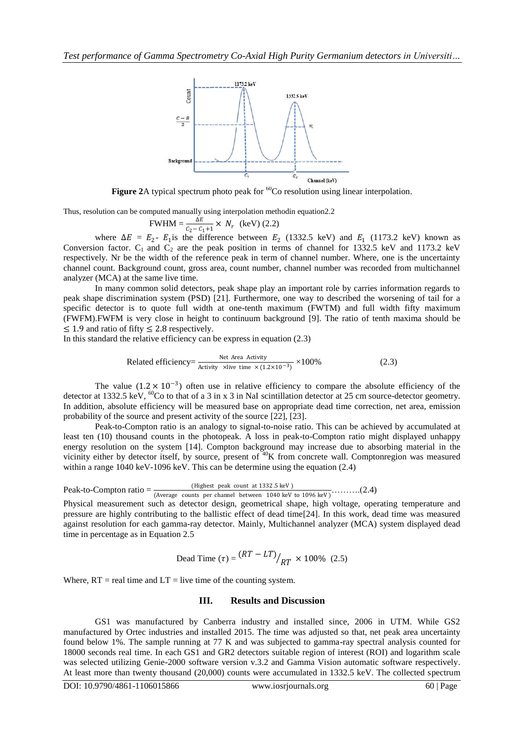**Figure 2**A typical spectrum photo peak for $^{60}$Co resolution using linear interpolation.

Thus, resolution can be computed manually using interpolation methodin equation2.2

$$\text{FWHM} = \frac{\Delta E}{C_2 - C_1 + 1} \times N_r \ \ (\text{keV}) \ (2.2)$$

where $\Delta E = E_2 - E_1$is the difference between $E_2$ (1332.5 keV) and $E_1$ (1173.2 keV) known as Conversion factor. $C_1$ and $C_2$ are the peak position in terms of channel for 1332.5 keV and 1173.2 keV respectively. Nr be the width of the reference peak in term of channel number. Where, one is the uncertainty channel count. Background count, gross area, count number, channel number was recorded from multichannel analyzer (MCA) at the same live time.

In many common solid detectors, peak shape play an important role by carries information regards to peak shape discrimination system (PSD) [21]. Furthermore, one way to described the worsening of tail for a specific detector is to quote full width at one-tenth maximum (FWTM) and full width fifty maximum (FWFM).FWFM is very close in height to continuum background [9]. The ratio of tenth maxima should be $\leq 1.9$ and ratio of fifty $\leq 2.8$ respectively.

In this standard the relative efficiency can be express in equation (2.3)

$$\text{Related efficiency} = \frac{\text{Net Area Activity}}{\text{Activity} \times \text{live time} \times (1.2\times10^{-3})} \times 100\% \qquad (2.3)$$

The value $(1.2 \times 10^{-3})$ often use in relative efficiency to compare the absolute efficiency of the detector at 1332.5 keV, $^{60}$Co to that of a 3 in x 3 in NaI scintillation detector at 25 cm source-detector geometry. In addition, absolute efficiency will be measured base on appropriate dead time correction, net area, emission probability of the source and present activity of the source [22], [23].

Peak-to-Compton ratio is an analogy to signal-to-noise ratio. This can be achieved by accumulated at least ten (10) thousand counts in the photopeak. A loss in peak-to-Compton ratio might displayed unhappy energy resolution on the system [14]. Compton background may increase due to absorbing material in the vicinity either by detector itself, by source, present of $^{40}$K from concrete wall. Comptonregion was measured within a range 1040 keV-1096 keV. This can be determine using the equation (2.4)

$$\text{Peak-to-Compton ratio} = \frac{(\text{Highest peak count at 1332.5 keV})}{(\text{Average counts per channel between 1040 keV to 1096 keV})} \ldots\ldots\ldots.(2.4)$$

Physical measurement such as detector design, geometrical shape, high voltage, operating temperature and pressure are highly contributing to the ballistic effect of dead time[24]. In this work, dead time was measured against resolution for each gamma-ray detector. Mainly, Multichannel analyzer (MCA) system displayed dead time in percentage as in Equation 2.5

$$\text{Dead Time } (\tau) = {}^{(RT - LT)}\!/_{RT} \times 100\% \ \ (2.5)$$

Where, RT = real time and LT = live time of the counting system.

## III. Results and Discussion

GS1 was manufactured by Canberra industry and installed since, 2006 in UTM. While GS2 manufactured by Ortec industries and installed 2015. The time was adjusted so that, net peak area uncertainty found below 1%. The sample running at 77 K and was subjected to gamma-ray spectral analysis counted for 18000 seconds real time. In each GS1 and GR2 detectors suitable region of interest (ROI) and logarithm scale was selected utilizing Genie-2000 software version v.3.2 and Gamma Vision automatic software respectively. At least more than twenty thousand (20,000) counts were accumulated in 1332.5 keV. The collected spectrum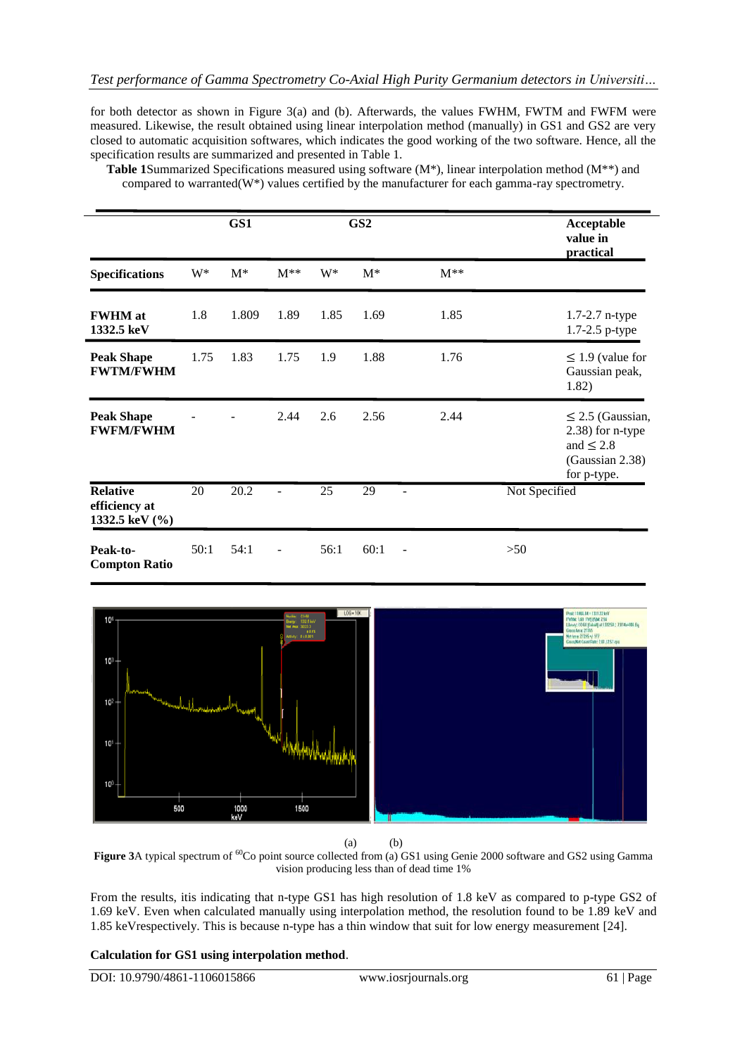for both detector as shown in Figure 3(a) and (b). Afterwards, the values FWHM, FWTM and FWFM were measured. Likewise, the result obtained using linear interpolation method (manually) in GS1 and GS2 are very closed to automatic acquisition softwares, which indicates the good working of the two software. Hence, all the specification results are summarized and presented in Table 1.

**Table 1**Summarized Specifications measured using software (M*), linear interpolation method (M**) and compared to warranted(W*) values certified by the manufacturer for each gamma-ray spectrometry.

| | GS1 | | | GS2 | | | Acceptable value in practical |
|---|---|---|---|---|---|---|---|
| **Specifications** | W* | M* | M** | W* | M* | M** | |
| **FWHM at 1332.5 keV** | 1.8 | 1.809 | 1.89 | 1.85 | 1.69 | 1.85 | 1.7-2.7 n-type 1.7-2.5 p-type |
| **Peak Shape FWTM/FWHM** | 1.75 | 1.83 | 1.75 | 1.9 | 1.88 | 1.76 | ≤ 1.9 (value for Gaussian peak, 1.82) |
| **Peak Shape FWFM/FWHM** | - | - | 2.44 | 2.6 | 2.56 | 2.44 | ≤ 2.5 (Gaussian, 2.38) for n-type and ≤ 2.8 (Gaussian 2.38) for p-type. |
| **Relative efficiency at 1332.5 keV (%)** | 20 | 20.2 | - | 25 | 29 | - | Not Specified |
| **Peak-to-Compton Ratio** | 50:1 | 54:1 | - | 56:1 | 60:1 | - | >50 |

(a) (b)

**Figure 3**A typical spectrum of $^{60}$Co point source collected from (a) GS1 using Genie 2000 software and GS2 using Gamma vision producing less than of dead time 1%

From the results, itis indicating that n-type GS1 has high resolution of 1.8 keV as compared to p-type GS2 of 1.69 keV. Even when calculated manually using interpolation method, the resolution found to be 1.89 keV and 1.85 keVrespectively. This is because n-type has a thin window that suit for low energy measurement [24].

**Calculation for GS1 using interpolation method**.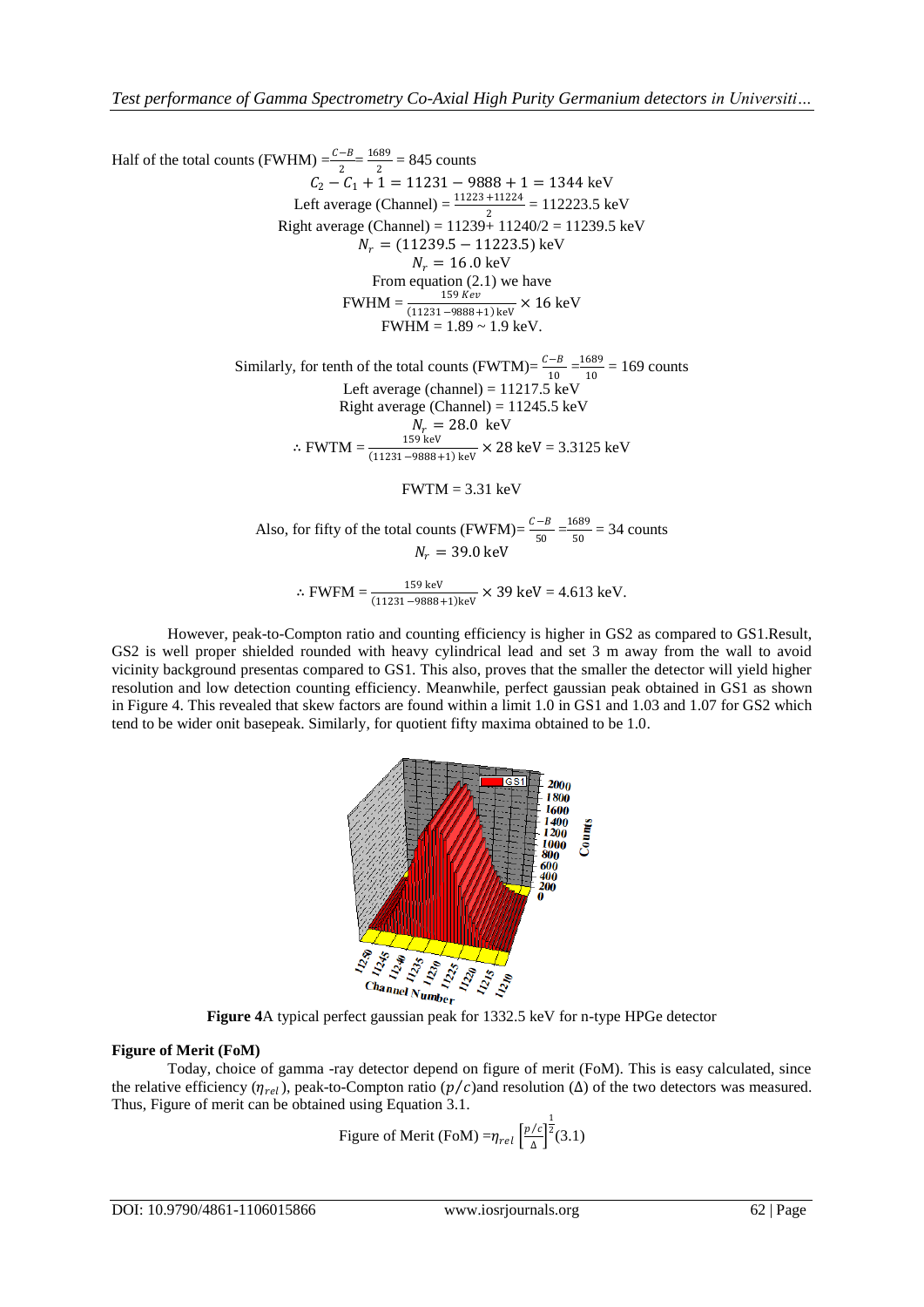Half of the total counts (FWHM) $=\frac{C-B}{2}=\frac{1689}{2}$ = 845 counts

$$C_2 - C_1 + 1 = 11231 - 9888 + 1 = 1344 \text{ keV}$$

Left average (Channel) = $\frac{11223+11224}{2}$ = 112223.5 keV

Right average (Channel) = 11239+ 11240/2 = 11239.5 keV

$$N_r = (11239.5 - 11223.5) \text{ keV}$$

$$N_r = 16.0 \text{ keV}$$

From equation (2.1) we have

$$\text{FWHM} = \frac{159 \text{ Kev}}{(11231-9888+1)\text{ keV}} \times 16 \text{ keV}$$

FWHM = 1.89 ~ 1.9 keV.

Similarly, for tenth of the total counts (FWTM)= $\frac{C-B}{10}=\frac{1689}{10}$ = 169 counts

Left average (channel) = 11217.5 keV

Right average (Channel) = 11245.5 keV

$$N_r = 28.0 \text{ keV}$$

$$\therefore \text{FWTM} = \frac{159 \text{ keV}}{(11231-9888+1)\text{ keV}} \times 28 \text{ keV} = 3.3125 \text{ keV}$$

FWTM = 3.31 keV

Also, for fifty of the total counts (FWFM)= $\frac{C-B}{50}=\frac{1689}{50}$ = 34 counts

$$N_r = 39.0 \text{ keV}$$

$$\therefore \text{FWFM} = \frac{159 \text{ keV}}{(11231-9888+1)\text{keV}} \times 39 \text{ keV} = 4.613 \text{ keV}.$$

However, peak-to-Compton ratio and counting efficiency is higher in GS2 as compared to GS1.Result, GS2 is well proper shielded rounded with heavy cylindrical lead and set 3 m away from the wall to avoid vicinity background presentas compared to GS1. This also, proves that the smaller the detector will yield higher resolution and low detection counting efficiency. Meanwhile, perfect gaussian peak obtained in GS1 as shown in Figure 4. This revealed that skew factors are found within a limit 1.0 in GS1 and 1.03 and 1.07 for GS2 which tend to be wider onit basepeak. Similarly, for quotient fifty maxima obtained to be 1.0.

**Figure 4**A typical perfect gaussian peak for 1332.5 keV for n-type HPGe detector

**Figure of Merit (FoM)**

Today, choice of gamma -ray detector depend on figure of merit (FoM). This is easy calculated, since the relative efficiency ($\eta_{rel}$), peak-to-Compton ratio ($p/c$)and resolution ($\Delta$) of the two detectors was measured. Thus, Figure of merit can be obtained using Equation 3.1.

$$\text{Figure of Merit (FoM)} = \eta_{rel} \left[\frac{p/c}{\Delta}\right]^{\frac{1}{2}} \quad (3.1)$$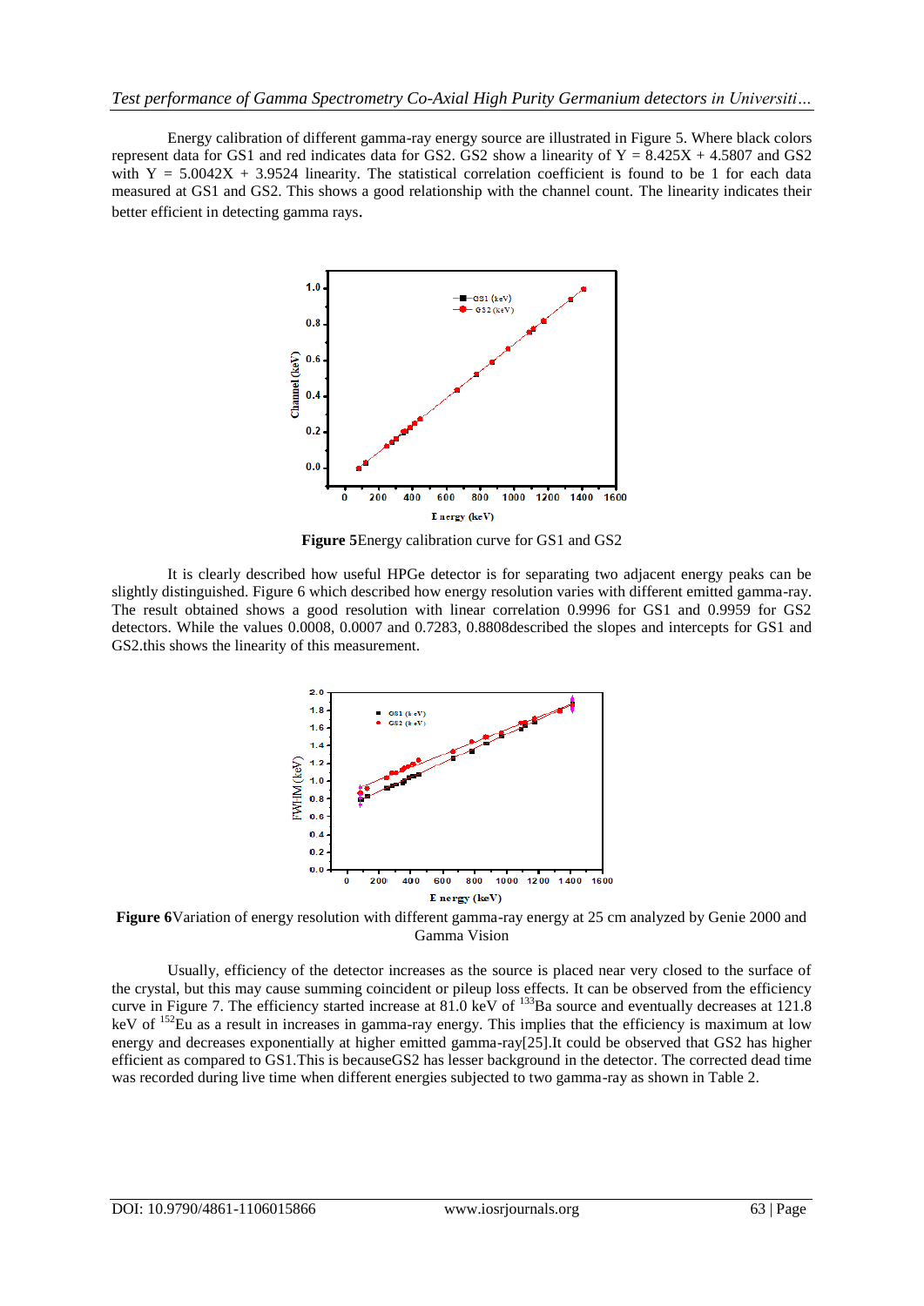Energy calibration of different gamma-ray energy source are illustrated in Figure 5. Where black colors represent data for GS1 and red indicates data for GS2. GS2 show a linearity of $Y = 8.425X + 4.5807$ and GS2 with $Y = 5.0042X + 3.9524$ linearity. The statistical correlation coefficient is found to be 1 for each data measured at GS1 and GS2. This shows a good relationship with the channel count. The linearity indicates their better efficient in detecting gamma rays.

**Figure 5**Energy calibration curve for GS1 and GS2

It is clearly described how useful HPGe detector is for separating two adjacent energy peaks can be slightly distinguished. Figure 6 which described how energy resolution varies with different emitted gamma-ray. The result obtained shows a good resolution with linear correlation 0.9996 for GS1 and 0.9959 for GS2 detectors. While the values 0.0008, 0.0007 and 0.7283, 0.8808described the slopes and intercepts for GS1 and GS2.this shows the linearity of this measurement.

**Figure 6**Variation of energy resolution with different gamma-ray energy at 25 cm analyzed by Genie 2000 and Gamma Vision

Usually, efficiency of the detector increases as the source is placed near very closed to the surface of the crystal, but this may cause summing coincident or pileup loss effects. It can be observed from the efficiency curve in Figure 7. The efficiency started increase at 81.0 keV of $^{133}$Ba source and eventually decreases at 121.8 keV of $^{152}$Eu as a result in increases in gamma-ray energy. This implies that the efficiency is maximum at low energy and decreases exponentially at higher emitted gamma-ray[25].It could be observed that GS2 has higher efficient as compared to GS1.This is becauseGS2 has lesser background in the detector. The corrected dead time was recorded during live time when different energies subjected to two gamma-ray as shown in Table 2.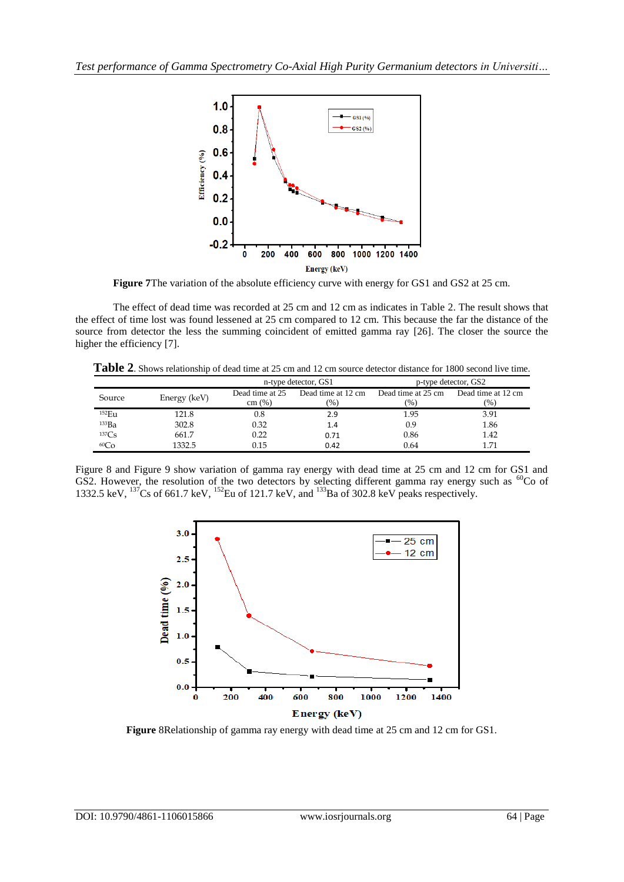**Figure 7**The variation of the absolute efficiency curve with energy for GS1 and GS2 at 25 cm.

The effect of dead time was recorded at 25 cm and 12 cm as indicates in Table 2. The result shows that the effect of time lost was found lessened at 25 cm compared to 12 cm. This because the far the distance of the source from detector the less the summing coincident of emitted gamma ray [26]. The closer the source the higher the efficiency [7].

**Table 2**. Shows relationship of dead time at 25 cm and 12 cm source detector distance for 1800 second live time.

| Source | Energy (keV) | n-type detector, GS1 | | p-type detector, GS2 | |
|---|---|---|---|---|---|
| | | Dead time at 25 cm (%) | Dead time at 12 cm (%) | Dead time at 25 cm (%) | Dead time at 12 cm (%) |
| $^{152}$Eu | 121.8 | 0.8 | 2.9 | 1.95 | 3.91 |
| $^{133}$Ba | 302.8 | 0.32 | 1.4 | 0.9 | 1.86 |
| $^{137}$Cs | 661.7 | 0.22 | 0.71 | 0.86 | 1.42 |
| $^{60}$Co | 1332.5 | 0.15 | 0.42 | 0.64 | 1.71 |

Figure 8 and Figure 9 show variation of gamma ray energy with dead time at 25 cm and 12 cm for GS1 and GS2. However, the resolution of the two detectors by selecting different gamma ray energy such as $^{60}$Co of 1332.5 keV, $^{137}$Cs of 661.7 keV, $^{152}$Eu of 121.7 keV, and $^{133}$Ba of 302.8 keV peaks respectively.

**Figure** 8Relationship of gamma ray energy with dead time at 25 cm and 12 cm for GS1.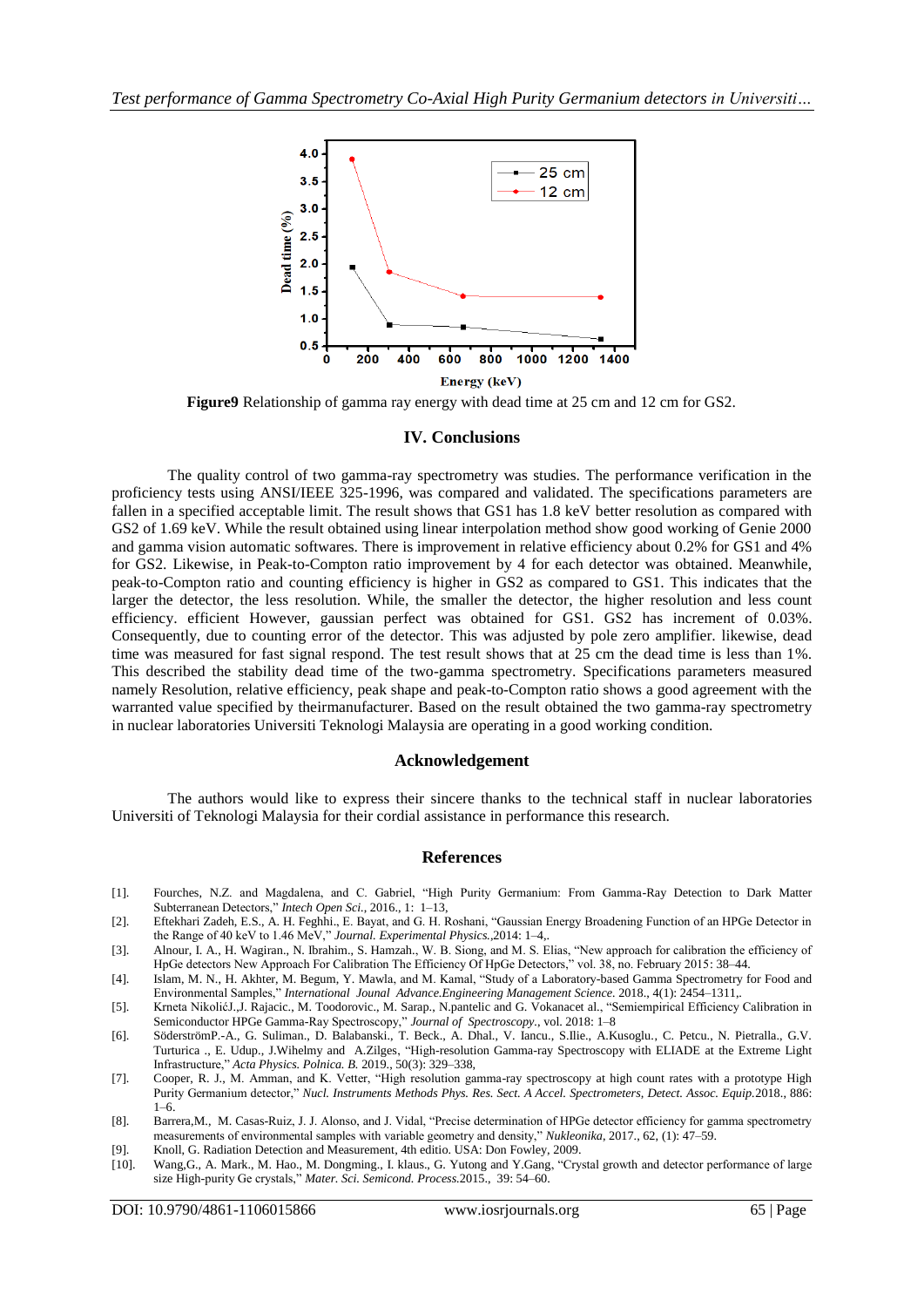**Figure9** Relationship of gamma ray energy with dead time at 25 cm and 12 cm for GS2.

## IV. Conclusions

The quality control of two gamma-ray spectrometry was studies. The performance verification in the proficiency tests using ANSI/IEEE 325-1996, was compared and validated. The specifications parameters are fallen in a specified acceptable limit. The result shows that GS1 has 1.8 keV better resolution as compared with GS2 of 1.69 keV. While the result obtained using linear interpolation method show good working of Genie 2000 and gamma vision automatic softwares. There is improvement in relative efficiency about 0.2% for GS1 and 4% for GS2. Likewise, in Peak-to-Compton ratio improvement by 4 for each detector was obtained. Meanwhile, peak-to-Compton ratio and counting efficiency is higher in GS2 as compared to GS1. This indicates that the larger the detector, the less resolution. While, the smaller the detector, the higher resolution and less count efficiency. efficient However, gaussian perfect was obtained for GS1. GS2 has increment of 0.03%. Consequently, due to counting error of the detector. This was adjusted by pole zero amplifier. likewise, dead time was measured for fast signal respond. The test result shows that at 25 cm the dead time is less than 1%. This described the stability dead time of the two-gamma spectrometry. Specifications parameters measured namely Resolution, relative efficiency, peak shape and peak-to-Compton ratio shows a good agreement with the warranted value specified by theirmanufacturer. Based on the result obtained the two gamma-ray spectrometry in nuclear laboratories Universiti Teknologi Malaysia are operating in a good working condition.

## Acknowledgement

The authors would like to express their sincere thanks to the technical staff in nuclear laboratories Universiti of Teknologi Malaysia for their cordial assistance in performance this research.

## References

[1]. Fourches, N.Z. and Magdalena, and C. Gabriel, "High Purity Germanium: From Gamma-Ray Detection to Dark Matter Subterranean Detectors," *Intech Open Sci.*, 2016., 1: 1–13,

[2]. Eftekhari Zadeh, E.S., A. H. Feghhi., E. Bayat, and G. H. Roshani, "Gaussian Energy Broadening Function of an HPGe Detector in the Range of 40 keV to 1.46 MeV," *Journal. Experimental Physics.*,2014: 1–4,.

[3]. Alnour, I. A., H. Wagiran., N. Ibrahim., S. Hamzah., W. B. Siong, and M. S. Elias, "New approach for calibration the efficiency of HpGe detectors New Approach For Calibration The Efficiency Of HpGe Detectors," vol. 38, no. February 2015: 38–44.

[4]. Islam, M. N., H. Akhter, M. Begum, Y. Mawla, and M. Kamal, "Study of a Laboratory-based Gamma Spectrometry for Food and Environmental Samples," *International Jounal Advance.Engineering Management Science.* 2018., 4(1): 2454–1311,.

[5]. Krneta NikolićJ.,J. Rajacic., M. Toodorovic., M. Sarap., N.pantelic and G. Vokanacet al., "Semiempirical Efficiency Calibration in Semiconductor HPGe Gamma-Ray Spectroscopy," *Journal of Spectroscopy.*, vol. 2018: 1–8

[6]. SöderströmP.-A., G. Suliman., D. Balabanski., T. Beck., A. Dhal., V. Iancu., S.llie., A.Kusoglu., C. Petcu., N. Pietralla., G.V. Turturica ., E. Udup., J.Wihelmy and A.Zilges, "High-resolution Gamma-ray Spectroscopy with ELIADE at the Extreme Light Infrastructure," *Acta Physics. Polnica. B.* 2019., 50(3): 329–338,

[7]. Cooper, R. J., M. Amman, and K. Vetter, "High resolution gamma-ray spectroscopy at high count rates with a prototype High Purity Germanium detector," *Nucl. Instruments Methods Phys. Res. Sect. A Accel. Spectrometers, Detect. Assoc. Equip.*2018., 886: 1–6.

[8]. Barrera,M., M. Casas-Ruiz, J. J. Alonso, and J. Vidal, "Precise determination of HPGe detector efficiency for gamma spectrometry measurements of environmental samples with variable geometry and density," *Nukleonika*, 2017., 62, (1): 47–59.

[9]. Knoll, G. Radiation Detection and Measurement, 4th editio. USA: Don Fowley, 2009.

[10]. Wang,G., A. Mark., M. Hao., M. Dongming., I. klaus., G. Yutong and Y.Gang, "Crystal growth and detector performance of large size High-purity Ge crystals," *Mater. Sci. Semicond. Process.*2015., 39: 54–60.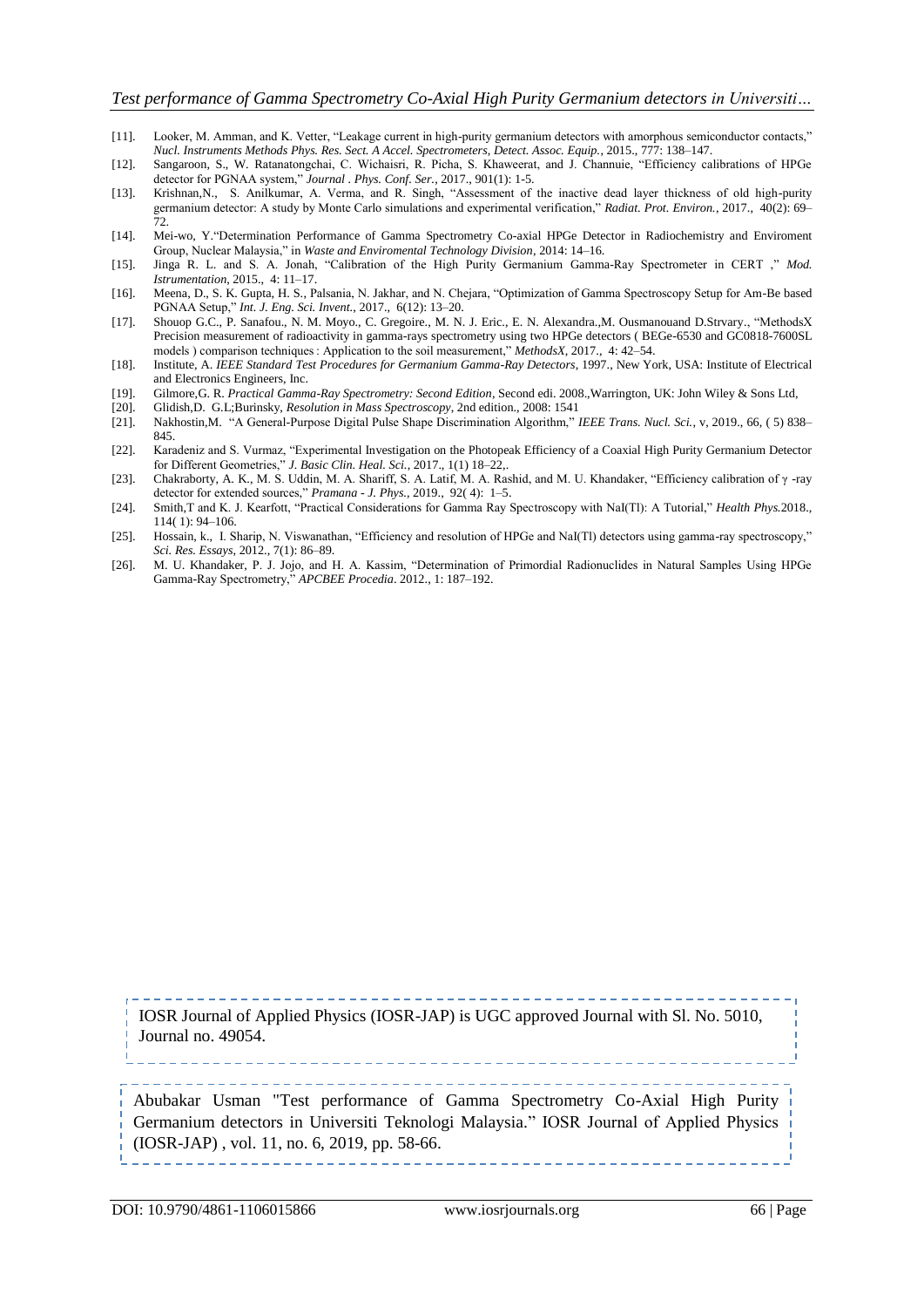[11]. Looker, M. Amman, and K. Vetter, "Leakage current in high-purity germanium detectors with amorphous semiconductor contacts," *Nucl. Instruments Methods Phys. Res. Sect. A Accel. Spectrometers, Detect. Assoc. Equip.*, 2015., 777: 138–147.

[12]. Sangaroon, S., W. Ratanatongchai, C. Wichaisri, R. Picha, S. Khaweerat, and J. Channuie, "Efficiency calibrations of HPGe detector for PGNAA system," *Journal . Phys. Conf. Ser.*, 2017., 901(1): 1-5.

[13]. Krishnan,N., S. Anilkumar, A. Verma, and R. Singh, "Assessment of the inactive dead layer thickness of old high-purity germanium detector: A study by Monte Carlo simulations and experimental verification," *Radiat. Prot. Environ.*, 2017., 40(2): 69–72.

[14]. Mei-wo, Y."Determination Performance of Gamma Spectrometry Co-axial HPGe Detector in Radiochemistry and Enviroment Group, Nuclear Malaysia," in *Waste and Enviromental Technology Division*, 2014: 14–16.

[15]. Jinga R. L. and S. A. Jonah, "Calibration of the High Purity Germanium Gamma-Ray Spectrometer in CERT ," *Mod. Istrumentation*, 2015., 4: 11–17.

[16]. Meena, D., S. K. Gupta, H. S., Palsania, N. Jakhar, and N. Chejara, "Optimization of Gamma Spectroscopy Setup for Am-Be based PGNAA Setup," *Int. J. Eng. Sci. Invent.*, 2017., 6(12): 13–20.

[17]. Shouop G.C., P. Sanafou., N. M. Moyo., C. Gregoire., M. N. J. Eric., E. N. Alexandra.,M. Ousmanouand D.Strvary., "MethodsX Precision measurement of radioactivity in gamma-rays spectrometry using two HPGe detectors ( BEGe-6530 and GC0818-7600SL models ) comparison techniques : Application to the soil measurement," *MethodsX*, 2017., 4: 42–54.

[18]. Institute, A. *IEEE Standard Test Procedures for Germanium Gamma-Ray Detectors*, 1997., New York, USA: Institute of Electrical and Electronics Engineers, Inc.

[19]. Gilmore,G. R. *Practical Gamma-Ray Spectrometry: Second Edition*, Second edi. 2008.,Warrington, UK: John Wiley & Sons Ltd,

[20]. Glidish,D. G.L;Burinsky, *Resolution in Mass Spectroscopy*, 2nd edition., 2008: 1541

[21]. Nakhostin,M. "A General-Purpose Digital Pulse Shape Discrimination Algorithm," *IEEE Trans. Nucl. Sci.*, v, 2019., 66, ( 5) 838–845.

[22]. Karadeniz and S. Vurmaz, "Experimental Investigation on the Photopeak Efficiency of a Coaxial High Purity Germanium Detector for Different Geometries," *J. Basic Clin. Heal. Sci.*, 2017., 1(1) 18–22,.

[23]. Chakraborty, A. K., M. S. Uddin, M. A. Shariff, S. A. Latif, M. A. Rashid, and M. U. Khandaker, "Efficiency calibration of γ -ray detector for extended sources," *Pramana - J. Phys.*, 2019., 92( 4): 1–5.

[24]. Smith,T and K. J. Kearfott, "Practical Considerations for Gamma Ray Spectroscopy with NaI(Tl): A Tutorial," *Health Phys.*2018., 114( 1): 94–106.

[25]. Hossain, k., I. Sharip, N. Viswanathan, "Efficiency and resolution of HPGe and NaI(Tl) detectors using gamma-ray spectroscopy," *Sci. Res. Essays*, 2012., 7(1): 86–89.

[26]. M. U. Khandaker, P. J. Jojo, and H. A. Kassim, "Determination of Primordial Radionuclides in Natural Samples Using HPGe Gamma-Ray Spectrometry," *APCBEE Procedia*. 2012., 1: 187–192.

IOSR Journal of Applied Physics (IOSR-JAP) is UGC approved Journal with Sl. No. 5010, Journal no. 49054.

Abubakar Usman "Test performance of Gamma Spectrometry Co-Axial High Purity Germanium detectors in Universiti Teknologi Malaysia." IOSR Journal of Applied Physics (IOSR-JAP) , vol. 11, no. 6, 2019, pp. 58-66.